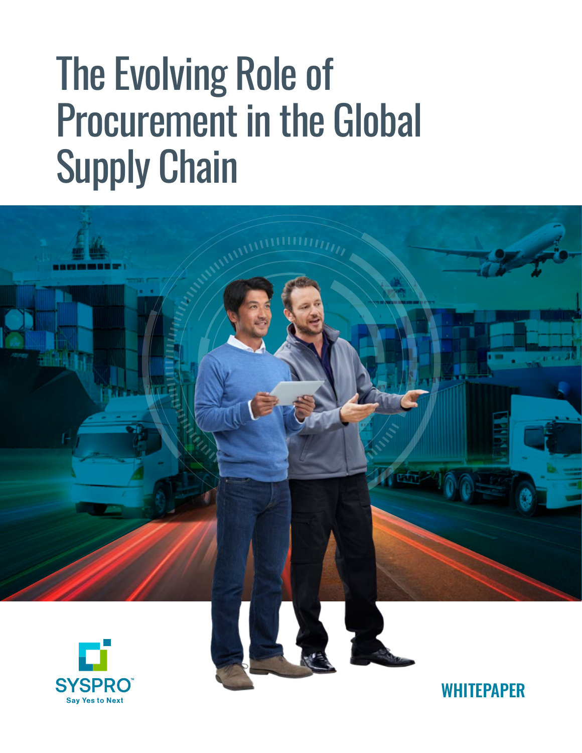# The Evolving Role of Procurement in the Global Supply Chain

SYSPRO™

Say Yes to Next

WHITEPAPER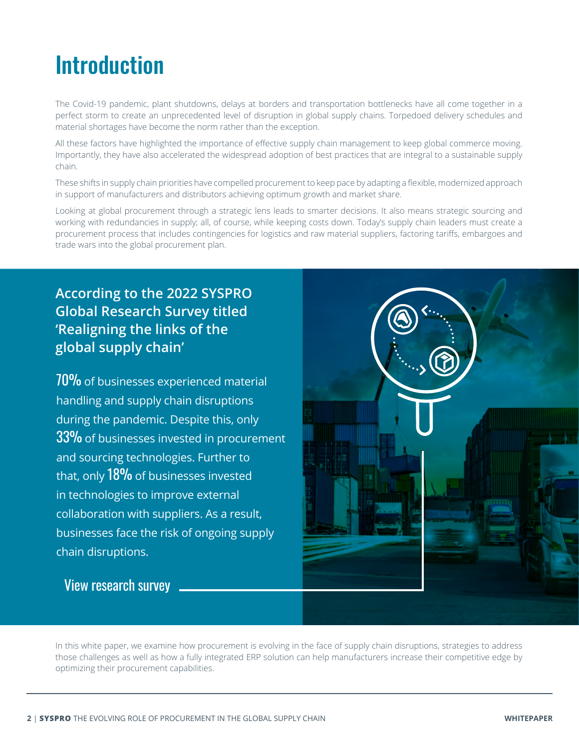# Introduction

The Covid-19 pandemic, plant shutdowns, delays at borders and transportation bottlenecks have all come together in a perfect storm to create an unprecedented level of disruption in global supply chains. Torpedoed delivery schedules and material shortages have become the norm rather than the exception.

All these factors have highlighted the importance of effective supply chain management to keep global commerce moving. Importantly, they have also accelerated the widespread adoption of best practices that are integral to a sustainable supply chain.

These shifts in supply chain priorities have compelled procurement to keep pace by adapting a flexible, modernized approach in support of manufacturers and distributors achieving optimum growth and market share.

Looking at global procurement through a strategic lens leads to smarter decisions. It also means strategic sourcing and working with redundancies in supply; all, of course, while keeping costs down. Today's supply chain leaders must create a procurement process that includes contingencies for logistics and raw material suppliers, factoring tariffs, embargoes and trade wars into the global procurement plan.

**According to the 2022 SYSPRO Global Research Survey titled 'Realigning the links of the global supply chain'**

**70%** of businesses experienced material handling and supply chain disruptions during the pandemic. Despite this, only **33%** of businesses invested in procurement and sourcing technologies. Further to that, only **18%** of businesses invested in technologies to improve external collaboration with suppliers. As a result, businesses face the risk of ongoing supply chain disruptions.

View research survey

In this white paper, we examine how procurement is evolving in the face of supply chain disruptions, strategies to address those challenges as well as how a fully integrated ERP solution can help manufacturers increase their competitive edge by optimizing their procurement capabilities.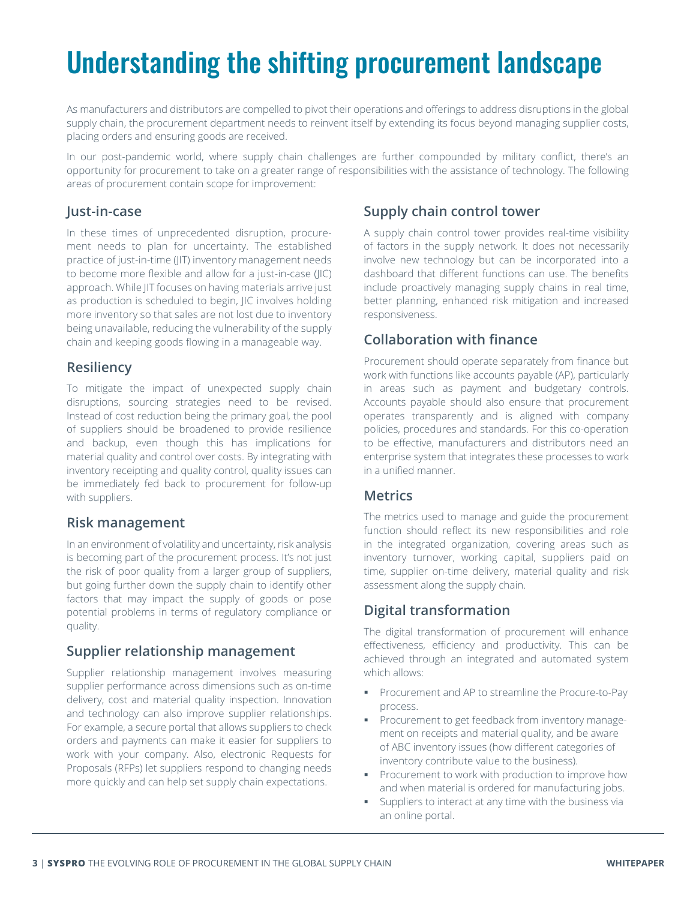# Understanding the shifting procurement landscape

As manufacturers and distributors are compelled to pivot their operations and offerings to address disruptions in the global supply chain, the procurement department needs to reinvent itself by extending its focus beyond managing supplier costs, placing orders and ensuring goods are received.

In our post-pandemic world, where supply chain challenges are further compounded by military conflict, there's an opportunity for procurement to take on a greater range of responsibilities with the assistance of technology. The following areas of procurement contain scope for improvement:

## Just-in-case

In these times of unprecedented disruption, procurement needs to plan for uncertainty. The established practice of just-in-time (JIT) inventory management needs to become more flexible and allow for a just-in-case (JIC) approach. While JIT focuses on having materials arrive just as production is scheduled to begin, JIC involves holding more inventory so that sales are not lost due to inventory being unavailable, reducing the vulnerability of the supply chain and keeping goods flowing in a manageable way.

## Resiliency

To mitigate the impact of unexpected supply chain disruptions, sourcing strategies need to be revised. Instead of cost reduction being the primary goal, the pool of suppliers should be broadened to provide resilience and backup, even though this has implications for material quality and control over costs. By integrating with inventory receipting and quality control, quality issues can be immediately fed back to procurement for follow-up with suppliers.

## Risk management

In an environment of volatility and uncertainty, risk analysis is becoming part of the procurement process. It's not just the risk of poor quality from a larger group of suppliers, but going further down the supply chain to identify other factors that may impact the supply of goods or pose potential problems in terms of regulatory compliance or quality.

## Supplier relationship management

Supplier relationship management involves measuring supplier performance across dimensions such as on-time delivery, cost and material quality inspection. Innovation and technology can also improve supplier relationships. For example, a secure portal that allows suppliers to check orders and payments can make it easier for suppliers to work with your company. Also, electronic Requests for Proposals (RFPs) let suppliers respond to changing needs more quickly and can help set supply chain expectations.

## Supply chain control tower

A supply chain control tower provides real-time visibility of factors in the supply network. It does not necessarily involve new technology but can be incorporated into a dashboard that different functions can use. The benefits include proactively managing supply chains in real time, better planning, enhanced risk mitigation and increased responsiveness.

## Collaboration with finance

Procurement should operate separately from finance but work with functions like accounts payable (AP), particularly in areas such as payment and budgetary controls. Accounts payable should also ensure that procurement operates transparently and is aligned with company policies, procedures and standards. For this co-operation to be effective, manufacturers and distributors need an enterprise system that integrates these processes to work in a unified manner.

## Metrics

The metrics used to manage and guide the procurement function should reflect its new responsibilities and role in the integrated organization, covering areas such as inventory turnover, working capital, suppliers paid on time, supplier on-time delivery, material quality and risk assessment along the supply chain.

## Digital transformation

The digital transformation of procurement will enhance effectiveness, efficiency and productivity. This can be achieved through an integrated and automated system which allows:

- Procurement and AP to streamline the Procure-to-Pay process.
- Procurement to get feedback from inventory management on receipts and material quality, and be aware of ABC inventory issues (how different categories of inventory contribute value to the business).
- Procurement to work with production to improve how and when material is ordered for manufacturing jobs.
- Suppliers to interact at any time with the business via an online portal.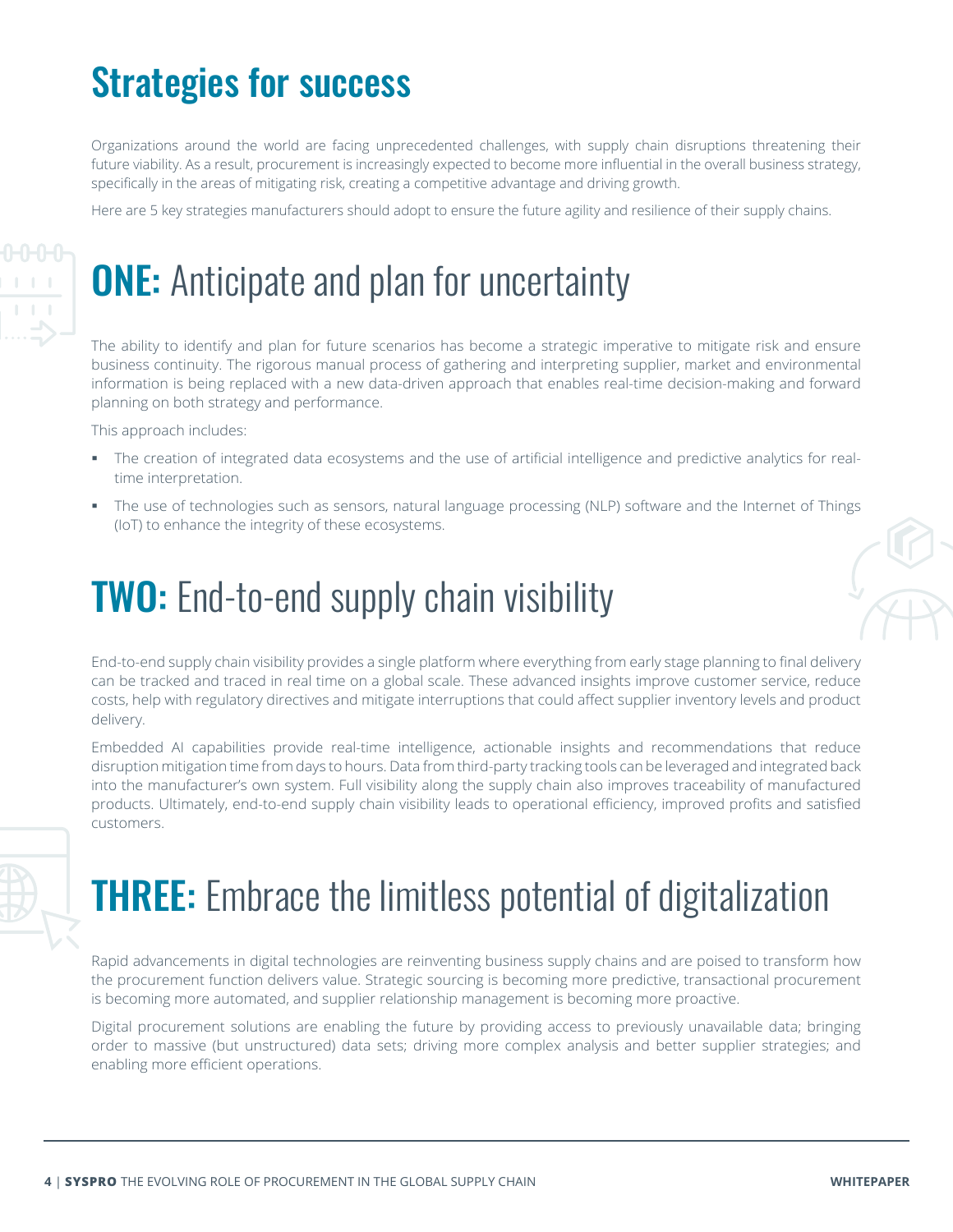# Strategies for success

Organizations around the world are facing unprecedented challenges, with supply chain disruptions threatening their future viability. As a result, procurement is increasingly expected to become more influential in the overall business strategy, specifically in the areas of mitigating risk, creating a competitive advantage and driving growth.

Here are 5 key strategies manufacturers should adopt to ensure the future agility and resilience of their supply chains.

## ONE: Anticipate and plan for uncertainty

The ability to identify and plan for future scenarios has become a strategic imperative to mitigate risk and ensure business continuity. The rigorous manual process of gathering and interpreting supplier, market and environmental information is being replaced with a new data-driven approach that enables real-time decision-making and forward planning on both strategy and performance.

This approach includes:

- The creation of integrated data ecosystems and the use of artificial intelligence and predictive analytics for real-time interpretation.
- The use of technologies such as sensors, natural language processing (NLP) software and the Internet of Things (IoT) to enhance the integrity of these ecosystems.

## TWO: End-to-end supply chain visibility

End-to-end supply chain visibility provides a single platform where everything from early stage planning to final delivery can be tracked and traced in real time on a global scale. These advanced insights improve customer service, reduce costs, help with regulatory directives and mitigate interruptions that could affect supplier inventory levels and product delivery.

Embedded AI capabilities provide real-time intelligence, actionable insights and recommendations that reduce disruption mitigation time from days to hours. Data from third-party tracking tools can be leveraged and integrated back into the manufacturer's own system. Full visibility along the supply chain also improves traceability of manufactured products. Ultimately, end-to-end supply chain visibility leads to operational efficiency, improved profits and satisfied customers.

## THREE: Embrace the limitless potential of digitalization

Rapid advancements in digital technologies are reinventing business supply chains and are poised to transform how the procurement function delivers value. Strategic sourcing is becoming more predictive, transactional procurement is becoming more automated, and supplier relationship management is becoming more proactive.

Digital procurement solutions are enabling the future by providing access to previously unavailable data; bringing order to massive (but unstructured) data sets; driving more complex analysis and better supplier strategies; and enabling more efficient operations.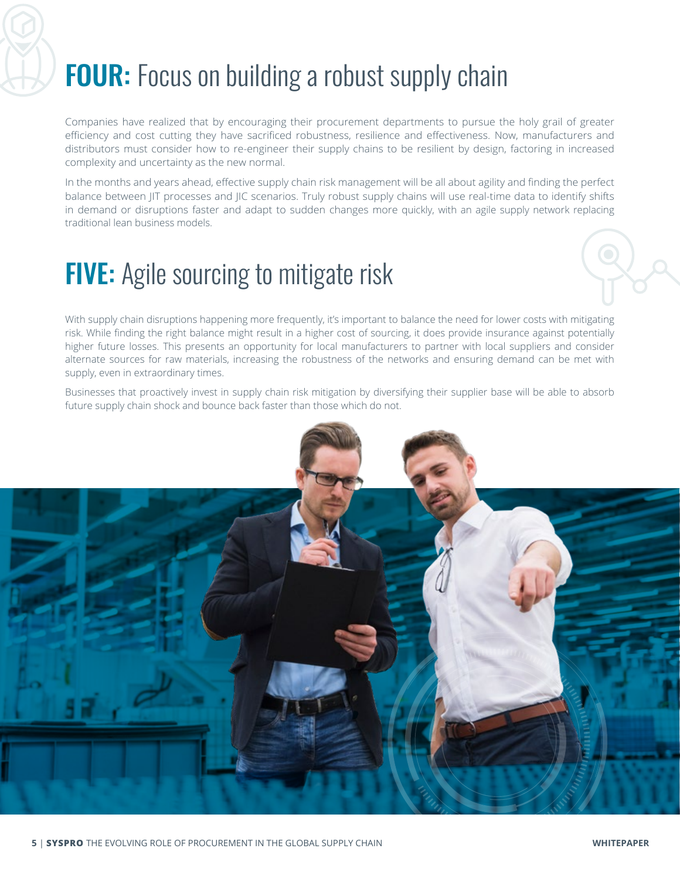# **FOUR:** Focus on building a robust supply chain

Companies have realized that by encouraging their procurement departments to pursue the holy grail of greater efficiency and cost cutting they have sacrificed robustness, resilience and effectiveness. Now, manufacturers and distributors must consider how to re-engineer their supply chains to be resilient by design, factoring in increased complexity and uncertainty as the new normal.

In the months and years ahead, effective supply chain risk management will be all about agility and finding the perfect balance between JIT processes and JIC scenarios. Truly robust supply chains will use real-time data to identify shifts in demand or disruptions faster and adapt to sudden changes more quickly, with an agile supply network replacing traditional lean business models.

# **FIVE:** Agile sourcing to mitigate risk

With supply chain disruptions happening more frequently, it's important to balance the need for lower costs with mitigating risk. While finding the right balance might result in a higher cost of sourcing, it does provide insurance against potentially higher future losses. This presents an opportunity for local manufacturers to partner with local suppliers and consider alternate sources for raw materials, increasing the robustness of the networks and ensuring demand can be met with supply, even in extraordinary times.

Businesses that proactively invest in supply chain risk mitigation by diversifying their supplier base will be able to absorb future supply chain shock and bounce back faster than those which do not.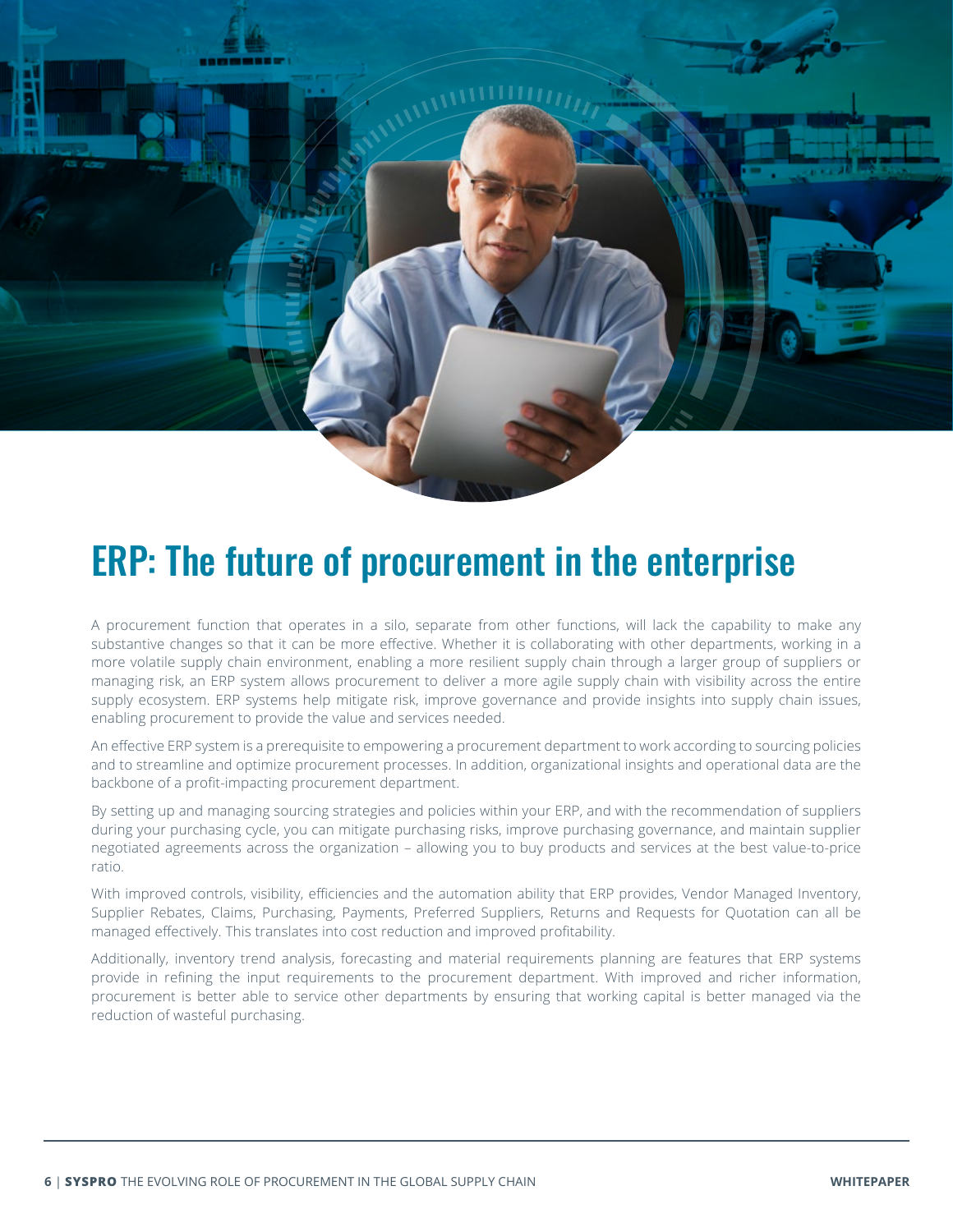# ERP: The future of procurement in the enterprise

A procurement function that operates in a silo, separate from other functions, will lack the capability to make any substantive changes so that it can be more effective. Whether it is collaborating with other departments, working in a more volatile supply chain environment, enabling a more resilient supply chain through a larger group of suppliers or managing risk, an ERP system allows procurement to deliver a more agile supply chain with visibility across the entire supply ecosystem. ERP systems help mitigate risk, improve governance and provide insights into supply chain issues, enabling procurement to provide the value and services needed.

An effective ERP system is a prerequisite to empowering a procurement department to work according to sourcing policies and to streamline and optimize procurement processes. In addition, organizational insights and operational data are the backbone of a profit-impacting procurement department.

By setting up and managing sourcing strategies and policies within your ERP, and with the recommendation of suppliers during your purchasing cycle, you can mitigate purchasing risks, improve purchasing governance, and maintain supplier negotiated agreements across the organization – allowing you to buy products and services at the best value-to-price ratio.

With improved controls, visibility, efficiencies and the automation ability that ERP provides, Vendor Managed Inventory, Supplier Rebates, Claims, Purchasing, Payments, Preferred Suppliers, Returns and Requests for Quotation can all be managed effectively. This translates into cost reduction and improved profitability.

Additionally, inventory trend analysis, forecasting and material requirements planning are features that ERP systems provide in refining the input requirements to the procurement department. With improved and richer information, procurement is better able to service other departments by ensuring that working capital is better managed via the reduction of wasteful purchasing.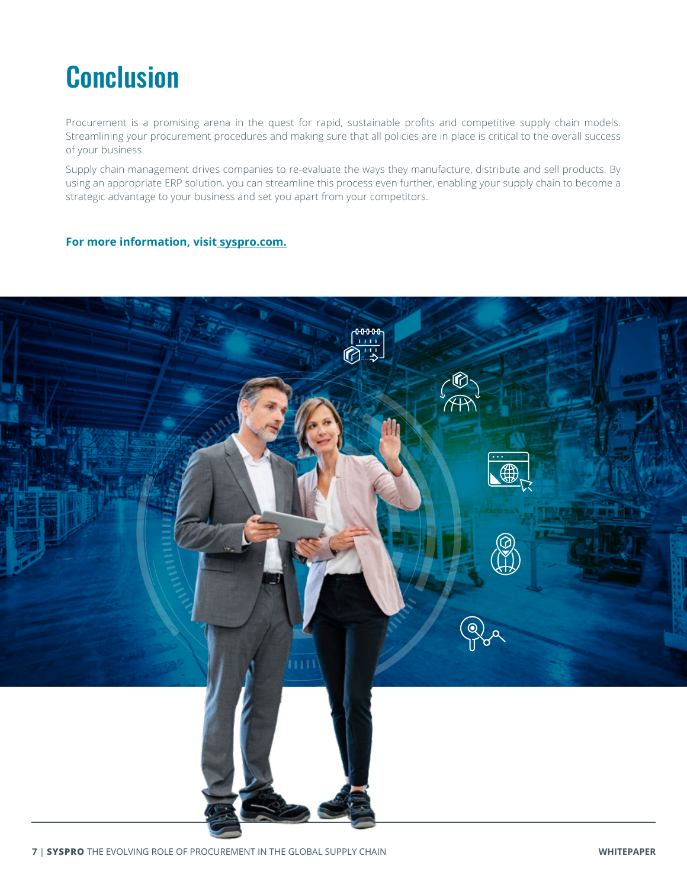# Conclusion

Procurement is a promising arena in the quest for rapid, sustainable profits and competitive supply chain models. Streamlining your procurement procedures and making sure that all policies are in place is critical to the overall success of your business.

Supply chain management drives companies to re-evaluate the ways they manufacture, distribute and sell products. By using an appropriate ERP solution, you can streamline this process even further, enabling your supply chain to become a strategic advantage to your business and set you apart from your competitors.

**For more information, visit syspro.com.**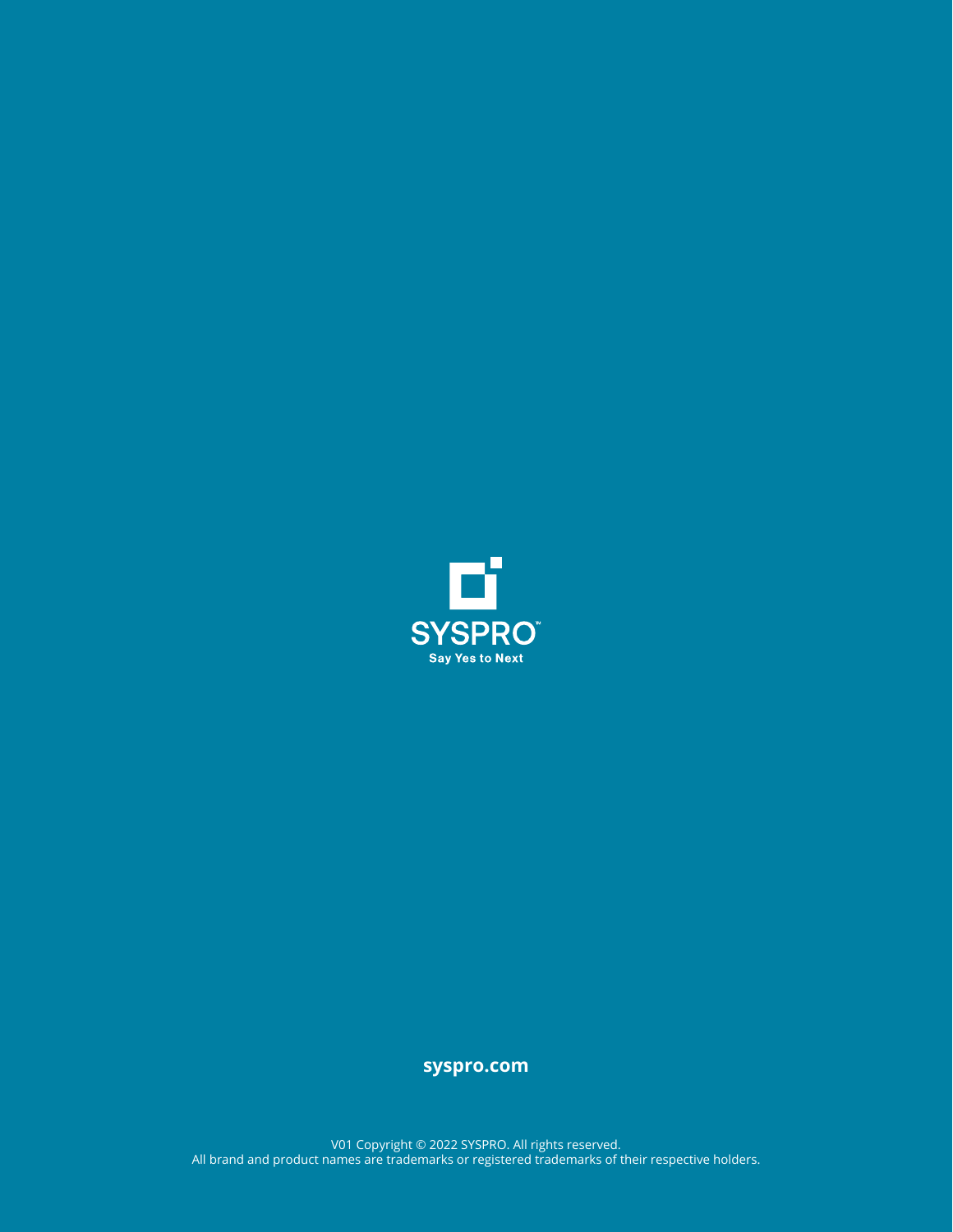SYSPRO™

Say Yes to Next

**syspro.com**

V01 Copyright © 2022 SYSPRO. All rights reserved.
All brand and product names are trademarks or registered trademarks of their respective holders.